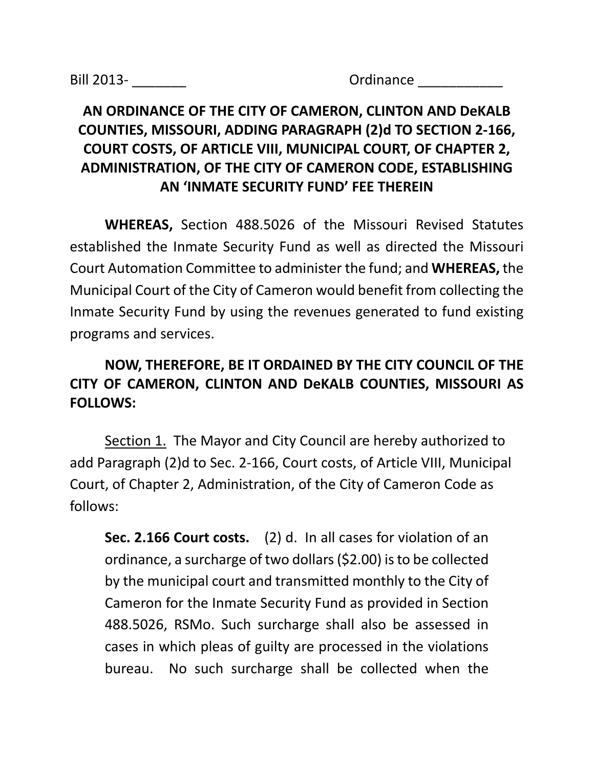Bill 2013- _______ Ordinance ___________

**AN ORDINANCE OF THE CITY OF CAMERON, CLINTON AND DeKALB COUNTIES, MISSOURI, ADDING PARAGRAPH (2)d TO SECTION 2-166, COURT COSTS, OF ARTICLE VIII, MUNICIPAL COURT, OF CHAPTER 2, ADMINISTRATION, OF THE CITY OF CAMERON CODE, ESTABLISHING AN 'INMATE SECURITY FUND' FEE THEREIN**

**WHEREAS,** Section 488.5026 of the Missouri Revised Statutes established the Inmate Security Fund as well as directed the Missouri Court Automation Committee to administer the fund; and **WHEREAS,** the Municipal Court of the City of Cameron would benefit from collecting the Inmate Security Fund by using the revenues generated to fund existing programs and services.

**NOW, THEREFORE, BE IT ORDAINED BY THE CITY COUNCIL OF THE CITY OF CAMERON, CLINTON AND DeKALB COUNTIES, MISSOURI AS FOLLOWS:**

Section 1. The Mayor and City Council are hereby authorized to add Paragraph (2)d to Sec. 2-166, Court costs, of Article VIII, Municipal Court, of Chapter 2, Administration, of the City of Cameron Code as follows:

> **Sec. 2.166 Court costs.** (2) d. In all cases for violation of an ordinance, a surcharge of two dollars ($2.00) is to be collected by the municipal court and transmitted monthly to the City of Cameron for the Inmate Security Fund as provided in Section 488.5026, RSMo. Such surcharge shall also be assessed in cases in which pleas of guilty are processed in the violations bureau. No such surcharge shall be collected when the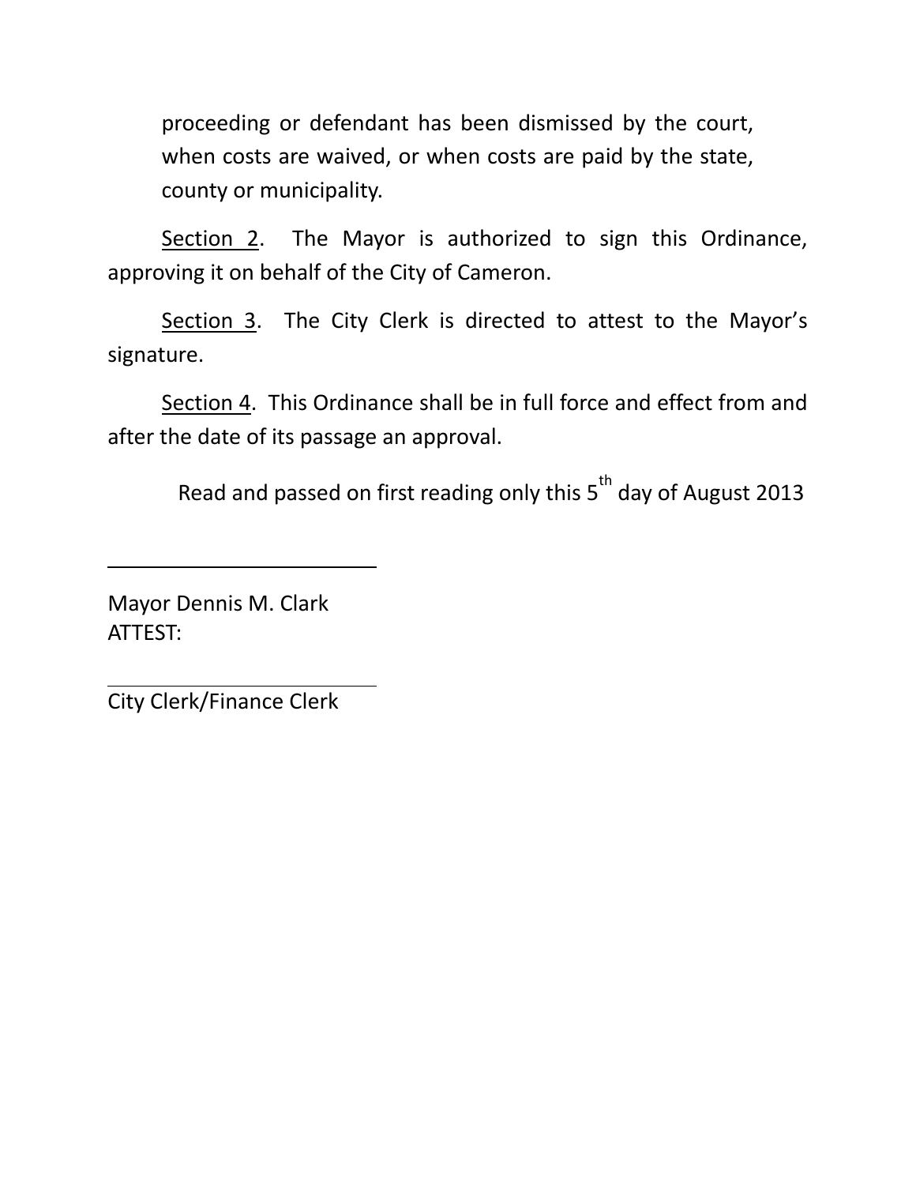proceeding or defendant has been dismissed by the court, when costs are waived, or when costs are paid by the state, county or municipality.

Section 2. The Mayor is authorized to sign this Ordinance, approving it on behalf of the City of Cameron.

Section 3. The City Clerk is directed to attest to the Mayor's signature.

Section 4. This Ordinance shall be in full force and effect from and after the date of its passage an approval.

Read and passed on first reading only this 5th day of August 2013

\_\_\_\_\_\_\_\_\_\_\_\_\_\_\_\_\_\_\_\_\_\_\_\_

Mayor Dennis M. Clark
ATTEST:

\_\_\_\_\_\_\_\_\_\_\_\_\_\_\_\_\_\_\_\_\_\_\_\_

City Clerk/Finance Clerk